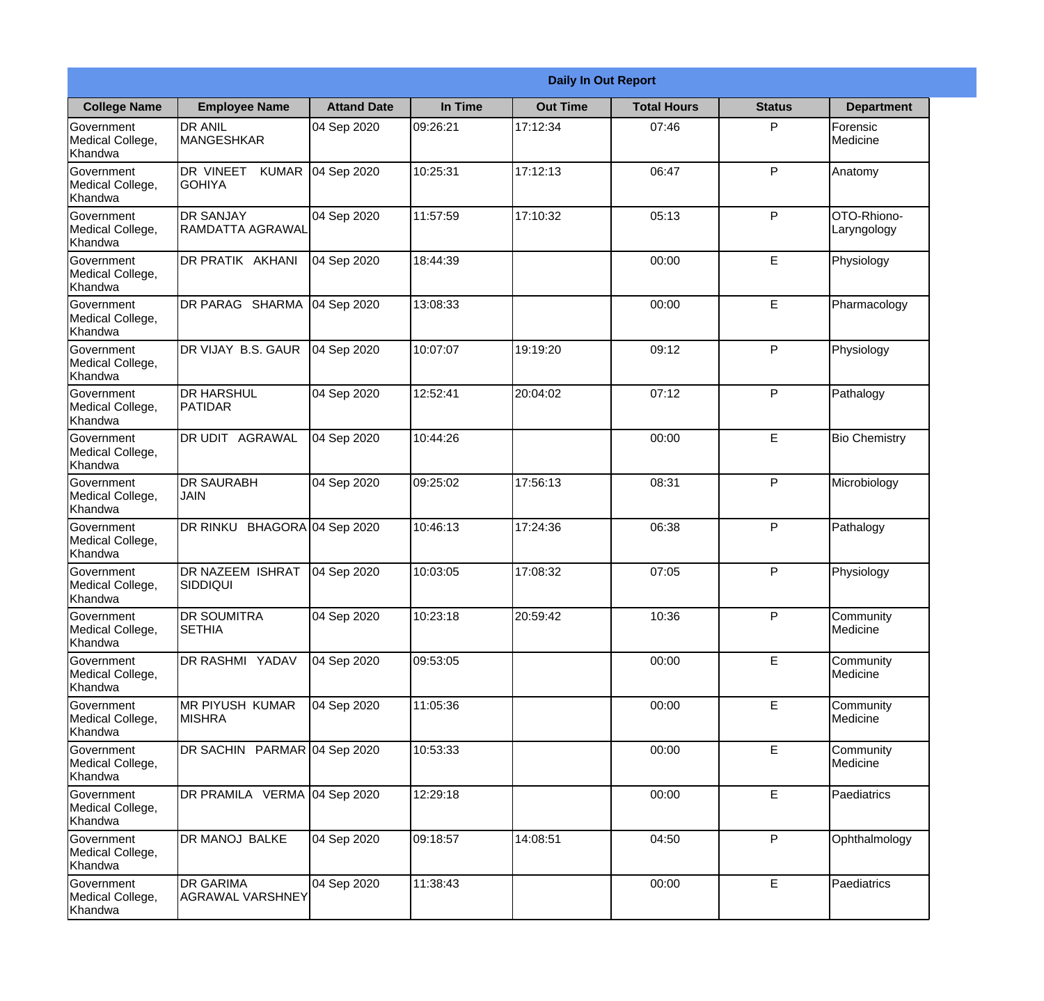| Daily In Out Report | | | | | | | |
|---|---|---|---|---|---|---|---|
| **College Name** | **Employee Name** | **Attand Date** | **In Time** | **Out Time** | **Total Hours** | **Status** | **Department** |
| Government Medical College, Khandwa | DR ANIL MANGESHKAR | 04 Sep 2020 | 09:26:21 | 17:12:34 | 07:46 | P | Forensic Medicine |
| Government Medical College, Khandwa | DR VINEET KUMAR GOHIYA | 04 Sep 2020 | 10:25:31 | 17:12:13 | 06:47 | P | Anatomy |
| Government Medical College, Khandwa | DR SANJAY RAMDATTA AGRAWAL | 04 Sep 2020 | 11:57:59 | 17:10:32 | 05:13 | P | OTO-Rhiono-Laryngology |
| Government Medical College, Khandwa | DR PRATIK AKHANI | 04 Sep 2020 | 18:44:39 | | 00:00 | E | Physiology |
| Government Medical College, Khandwa | DR PARAG SHARMA | 04 Sep 2020 | 13:08:33 | | 00:00 | E | Pharmacology |
| Government Medical College, Khandwa | DR VIJAY B.S. GAUR | 04 Sep 2020 | 10:07:07 | 19:19:20 | 09:12 | P | Physiology |
| Government Medical College, Khandwa | DR HARSHUL PATIDAR | 04 Sep 2020 | 12:52:41 | 20:04:02 | 07:12 | P | Pathalogy |
| Government Medical College, Khandwa | DR UDIT AGRAWAL | 04 Sep 2020 | 10:44:26 | | 00:00 | E | Bio Chemistry |
| Government Medical College, Khandwa | DR SAURABH JAIN | 04 Sep 2020 | 09:25:02 | 17:56:13 | 08:31 | P | Microbiology |
| Government Medical College, Khandwa | DR RINKU BHAGORA | 04 Sep 2020 | 10:46:13 | 17:24:36 | 06:38 | P | Pathalogy |
| Government Medical College, Khandwa | DR NAZEEM ISHRAT SIDDIQUI | 04 Sep 2020 | 10:03:05 | 17:08:32 | 07:05 | P | Physiology |
| Government Medical College, Khandwa | DR SOUMITRA SETHIA | 04 Sep 2020 | 10:23:18 | 20:59:42 | 10:36 | P | Community Medicine |
| Government Medical College, Khandwa | DR RASHMI YADAV | 04 Sep 2020 | 09:53:05 | | 00:00 | E | Community Medicine |
| Government Medical College, Khandwa | MR PIYUSH KUMAR MISHRA | 04 Sep 2020 | 11:05:36 | | 00:00 | E | Community Medicine |
| Government Medical College, Khandwa | DR SACHIN PARMAR | 04 Sep 2020 | 10:53:33 | | 00:00 | E | Community Medicine |
| Government Medical College, Khandwa | DR PRAMILA VERMA | 04 Sep 2020 | 12:29:18 | | 00:00 | E | Paediatrics |
| Government Medical College, Khandwa | DR MANOJ BALKE | 04 Sep 2020 | 09:18:57 | 14:08:51 | 04:50 | P | Ophthalmology |
| Government Medical College, Khandwa | DR GARIMA AGRAWAL VARSHNEY | 04 Sep 2020 | 11:38:43 | | 00:00 | E | Paediatrics |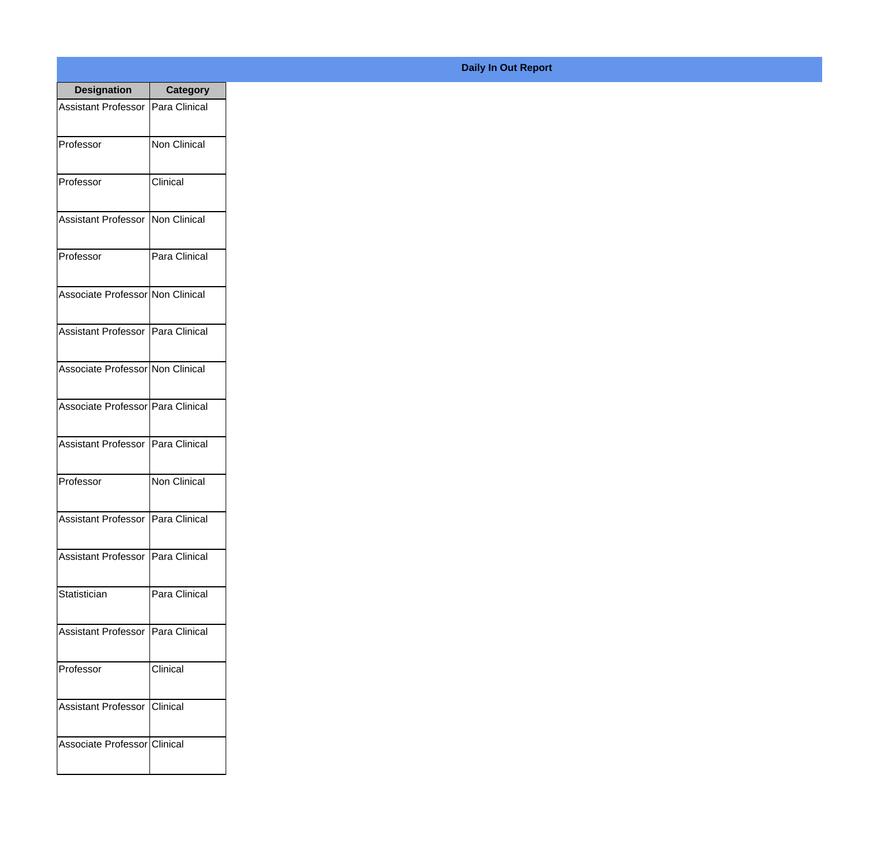**Daily In Out Report**

| Designation | Category |
|---|---|
| Assistant Professor | Para Clinical |
| Professor | Non Clinical |
| Professor | Clinical |
| Assistant Professor | Non Clinical |
| Professor | Para Clinical |
| Associate Professor | Non Clinical |
| Assistant Professor | Para Clinical |
| Associate Professor | Non Clinical |
| Associate Professor | Para Clinical |
| Assistant Professor | Para Clinical |
| Professor | Non Clinical |
| Assistant Professor | Para Clinical |
| Assistant Professor | Para Clinical |
| Statistician | Para Clinical |
| Assistant Professor | Para Clinical |
| Professor | Clinical |
| Assistant Professor | Clinical |
| Associate Professor | Clinical |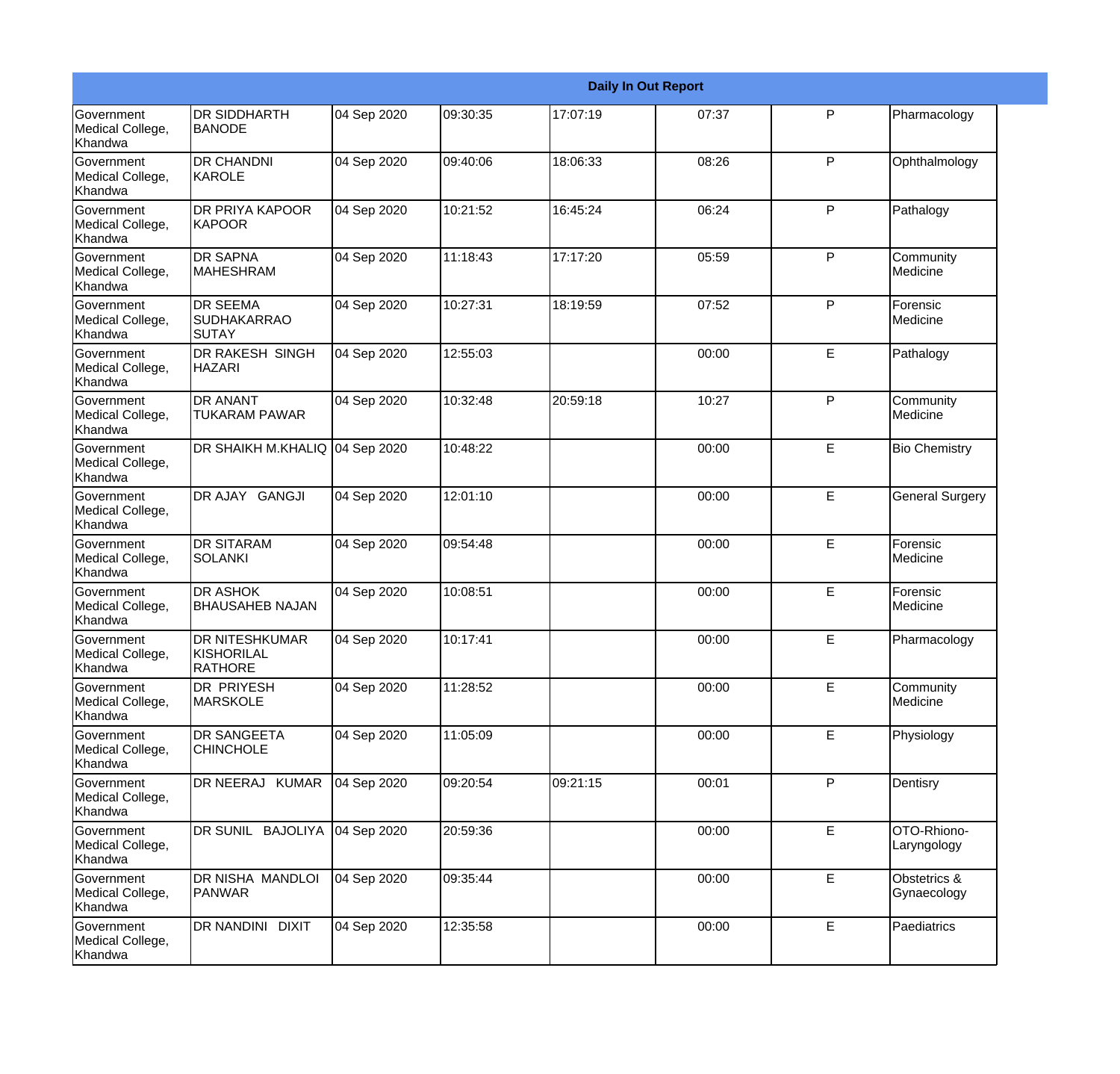| Daily In Out Report | | | | | | | |
|---|---|---|---|---|---|---|---|
| Government Medical College, Khandwa | DR SIDDHARTH BANODE | 04 Sep 2020 | 09:30:35 | 17:07:19 | 07:37 | P | Pharmacology |
| Government Medical College, Khandwa | DR CHANDNI KAROLE | 04 Sep 2020 | 09:40:06 | 18:06:33 | 08:26 | P | Ophthalmology |
| Government Medical College, Khandwa | DR PRIYA KAPOOR KAPOOR | 04 Sep 2020 | 10:21:52 | 16:45:24 | 06:24 | P | Pathalogy |
| Government Medical College, Khandwa | DR SAPNA MAHESHRAM | 04 Sep 2020 | 11:18:43 | 17:17:20 | 05:59 | P | Community Medicine |
| Government Medical College, Khandwa | DR SEEMA SUDHAKARRAO SUTAY | 04 Sep 2020 | 10:27:31 | 18:19:59 | 07:52 | P | Forensic Medicine |
| Government Medical College, Khandwa | DR RAKESH SINGH HAZARI | 04 Sep 2020 | 12:55:03 | | 00:00 | E | Pathalogy |
| Government Medical College, Khandwa | DR ANANT TUKARAM PAWAR | 04 Sep 2020 | 10:32:48 | 20:59:18 | 10:27 | P | Community Medicine |
| Government Medical College, Khandwa | DR SHAIKH M.KHALIQ | 04 Sep 2020 | 10:48:22 | | 00:00 | E | Bio Chemistry |
| Government Medical College, Khandwa | DR AJAY GANGJI | 04 Sep 2020 | 12:01:10 | | 00:00 | E | General Surgery |
| Government Medical College, Khandwa | DR SITARAM SOLANKI | 04 Sep 2020 | 09:54:48 | | 00:00 | E | Forensic Medicine |
| Government Medical College, Khandwa | DR ASHOK BHAUSAHEB NAJAN | 04 Sep 2020 | 10:08:51 | | 00:00 | E | Forensic Medicine |
| Government Medical College, Khandwa | DR NITESHKUMAR KISHORILAL RATHORE | 04 Sep 2020 | 10:17:41 | | 00:00 | E | Pharmacology |
| Government Medical College, Khandwa | DR PRIYESH MARSKOLE | 04 Sep 2020 | 11:28:52 | | 00:00 | E | Community Medicine |
| Government Medical College, Khandwa | DR SANGEETA CHINCHOLE | 04 Sep 2020 | 11:05:09 | | 00:00 | E | Physiology |
| Government Medical College, Khandwa | DR NEERAJ KUMAR | 04 Sep 2020 | 09:20:54 | 09:21:15 | 00:01 | P | Dentisry |
| Government Medical College, Khandwa | DR SUNIL BAJOLIYA | 04 Sep 2020 | 20:59:36 | | 00:00 | E | OTO-Rhiono-Laryngology |
| Government Medical College, Khandwa | DR NISHA MANDLOI PANWAR | 04 Sep 2020 | 09:35:44 | | 00:00 | E | Obstetrics & Gynaecology |
| Government Medical College, Khandwa | DR NANDINI DIXIT | 04 Sep 2020 | 12:35:58 | | 00:00 | E | Paediatrics |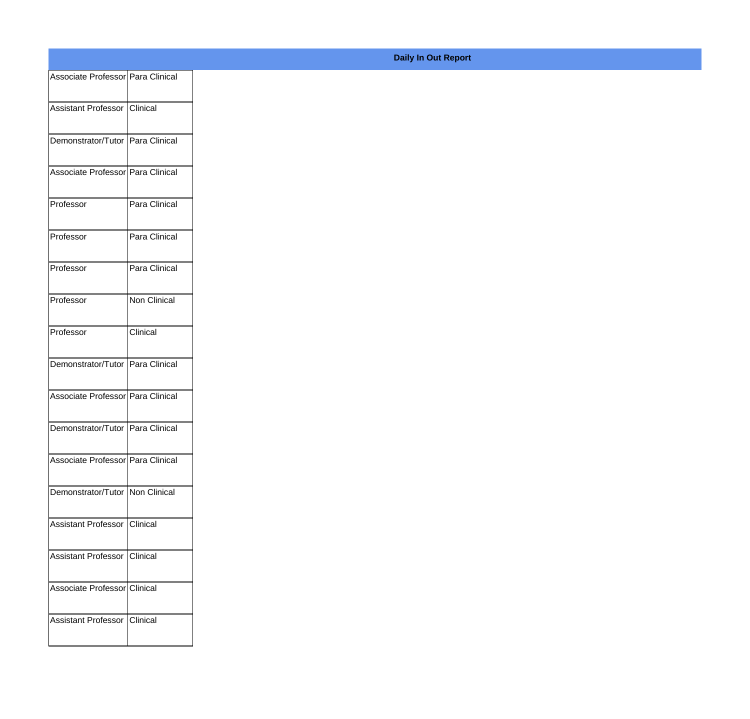**Daily In Out Report**

| | |
|---|---|
| Associate Professor | Para Clinical |
| Assistant Professor | Clinical |
| Demonstrator/Tutor | Para Clinical |
| Associate Professor | Para Clinical |
| Professor | Para Clinical |
| Professor | Para Clinical |
| Professor | Para Clinical |
| Professor | Non Clinical |
| Professor | Clinical |
| Demonstrator/Tutor | Para Clinical |
| Associate Professor | Para Clinical |
| Demonstrator/Tutor | Para Clinical |
| Associate Professor | Para Clinical |
| Demonstrator/Tutor | Non Clinical |
| Assistant Professor | Clinical |
| Assistant Professor | Clinical |
| Associate Professor | Clinical |
| Assistant Professor | Clinical |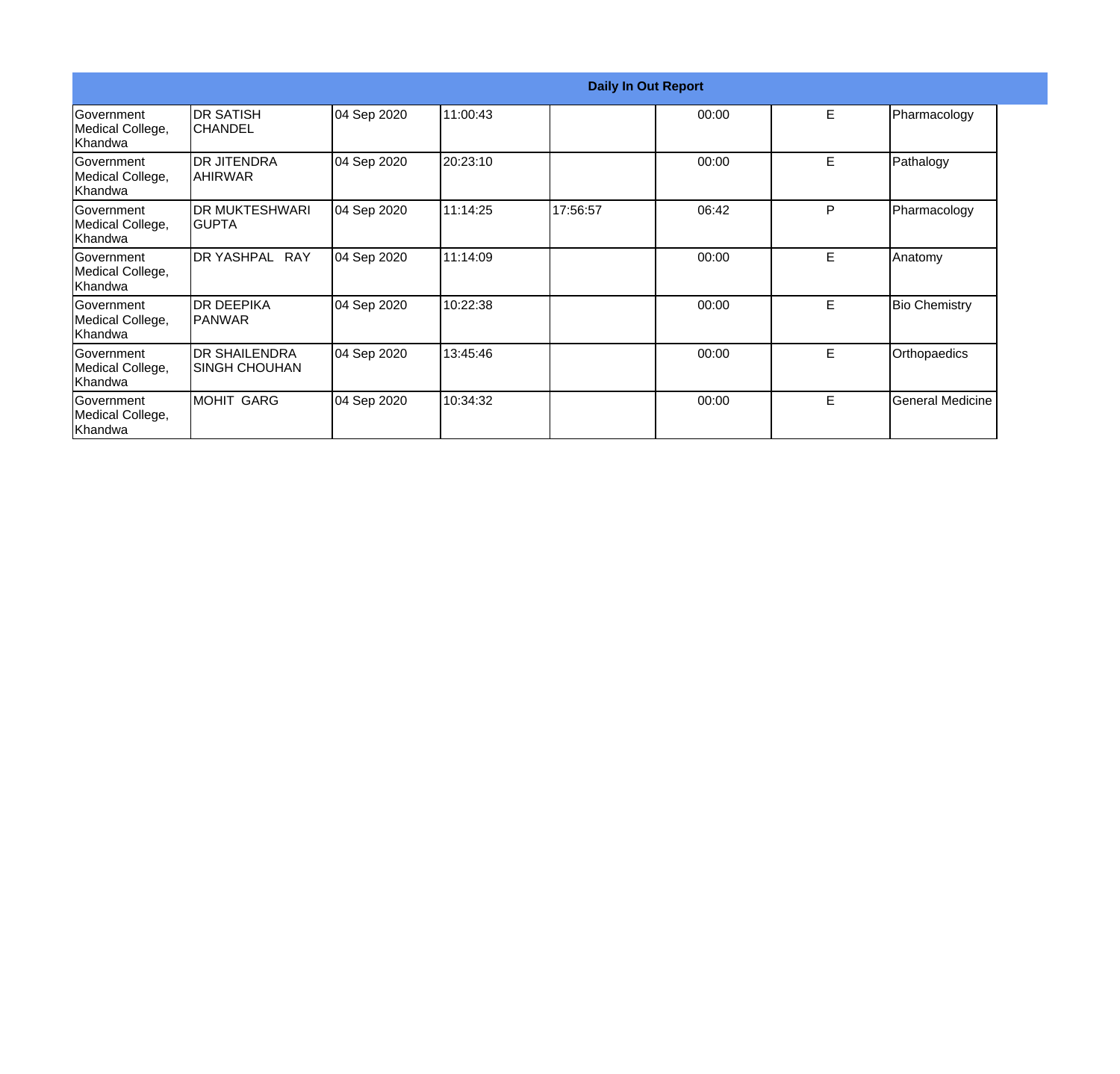| Daily In Out Report | | | | | | | |
|---|---|---|---|---|---|---|---|
| Government Medical College, Khandwa | DR SATISH CHANDEL | 04 Sep 2020 | 11:00:43 | | 00:00 | E | Pharmacology |
| Government Medical College, Khandwa | DR JITENDRA AHIRWAR | 04 Sep 2020 | 20:23:10 | | 00:00 | E | Pathalogy |
| Government Medical College, Khandwa | DR MUKTESHWARI GUPTA | 04 Sep 2020 | 11:14:25 | 17:56:57 | 06:42 | P | Pharmacology |
| Government Medical College, Khandwa | DR YASHPAL RAY | 04 Sep 2020 | 11:14:09 | | 00:00 | E | Anatomy |
| Government Medical College, Khandwa | DR DEEPIKA PANWAR | 04 Sep 2020 | 10:22:38 | | 00:00 | E | Bio Chemistry |
| Government Medical College, Khandwa | DR SHAILENDRA SINGH CHOUHAN | 04 Sep 2020 | 13:45:46 | | 00:00 | E | Orthopaedics |
| Government Medical College, Khandwa | MOHIT GARG | 04 Sep 2020 | 10:34:32 | | 00:00 | E | General Medicine |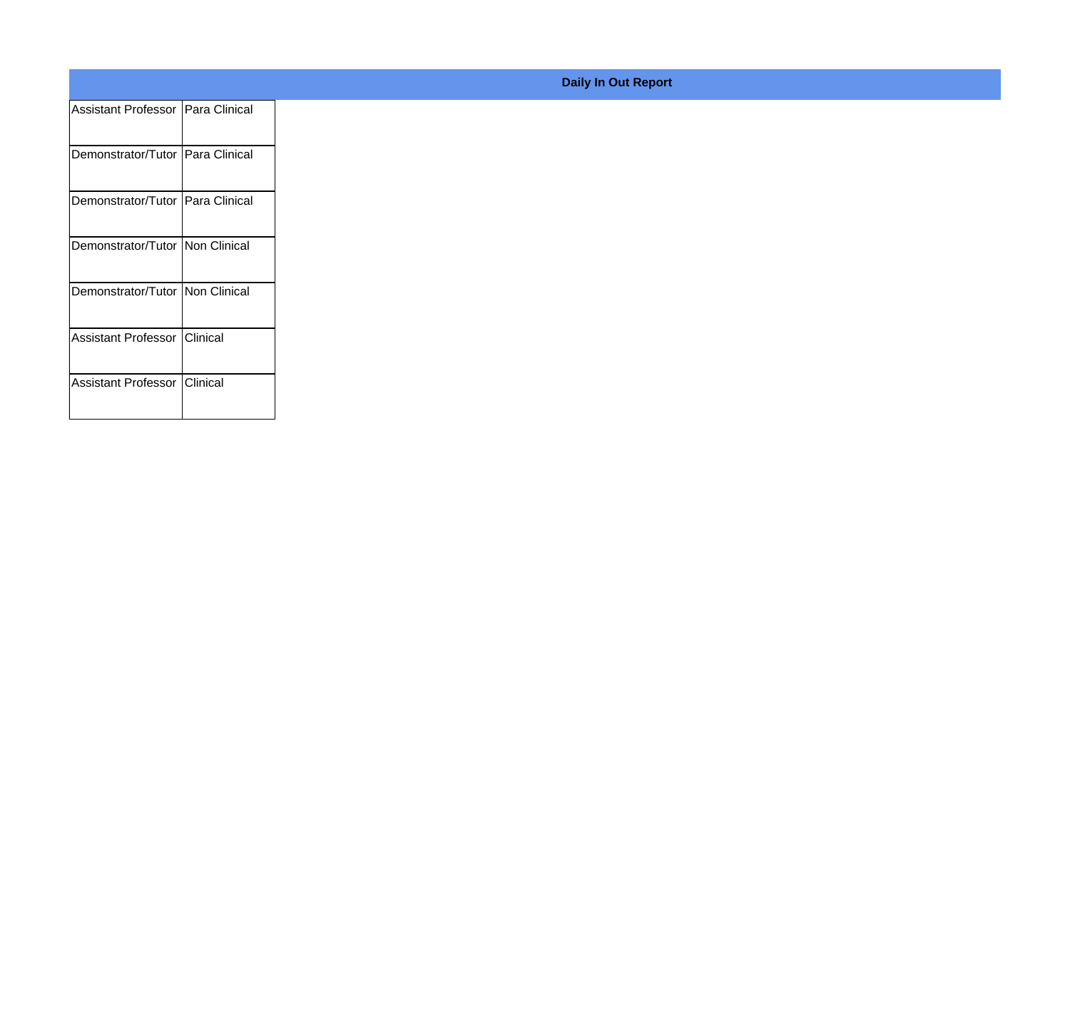**Daily In Out Report**

| | |
|---|---|
| Assistant Professor | Para Clinical |
| Demonstrator/Tutor | Para Clinical |
| Demonstrator/Tutor | Para Clinical |
| Demonstrator/Tutor | Non Clinical |
| Demonstrator/Tutor | Non Clinical |
| Assistant Professor | Clinical |
| Assistant Professor | Clinical |